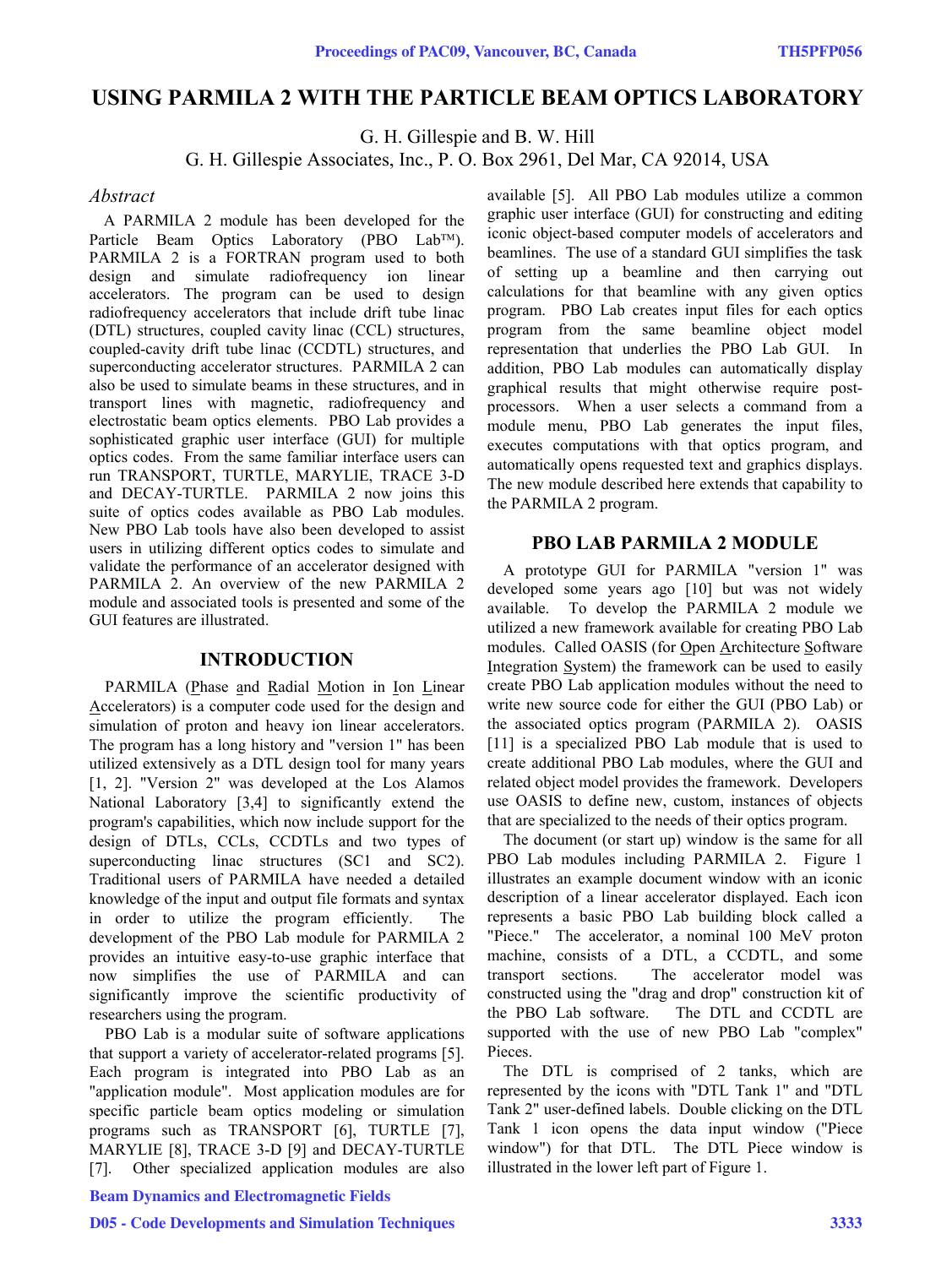# USING PARMILA 2 WITH THE PARTICLE BEAM OPTICS LABORATORY

G. H. Gillespie and B. W. Hill
G. H. Gillespie Associates, Inc., P. O. Box 2961, Del Mar, CA 92014, USA

## *Abstract*

A PARMILA 2 module has been developed for the Particle Beam Optics Laboratory (PBO Lab™). PARMILA 2 is a FORTRAN program used to both design and simulate radiofrequency ion linear accelerators. The program can be used to design radiofrequency accelerators that include drift tube linac (DTL) structures, coupled cavity linac (CCL) structures, coupled-cavity drift tube linac (CCDTL) structures, and superconducting accelerator structures. PARMILA 2 can also be used to simulate beams in these structures, and in transport lines with magnetic, radiofrequency and electrostatic beam optics elements. PBO Lab provides a sophisticated graphic user interface (GUI) for multiple optics codes. From the same familiar interface users can run TRANSPORT, TURTLE, MARYLIE, TRACE 3-D and DECAY-TURTLE. PARMILA 2 now joins this suite of optics codes available as PBO Lab modules. New PBO Lab tools have also been developed to assist users in utilizing different optics codes to simulate and validate the performance of an accelerator designed with PARMILA 2. An overview of the new PARMILA 2 module and associated tools is presented and some of the GUI features are illustrated.

## INTRODUCTION

PARMILA (Phase and Radial Motion in Ion Linear Accelerators) is a computer code used for the design and simulation of proton and heavy ion linear accelerators. The program has a long history and "version 1" has been utilized extensively as a DTL design tool for many years [1, 2]. "Version 2" was developed at the Los Alamos National Laboratory [3,4] to significantly extend the program's capabilities, which now include support for the design of DTLs, CCLs, CCDTLs and two types of superconducting linac structures (SC1 and SC2). Traditional users of PARMILA have needed a detailed knowledge of the input and output file formats and syntax in order to utilize the program efficiently. The development of the PBO Lab module for PARMILA 2 provides an intuitive easy-to-use graphic interface that now simplifies the use of PARMILA and can significantly improve the scientific productivity of researchers using the program.

PBO Lab is a modular suite of software applications that support a variety of accelerator-related programs [5]. Each program is integrated into PBO Lab as an "application module". Most application modules are for specific particle beam optics modeling or simulation programs such as TRANSPORT [6], TURTLE [7], MARYLIE [8], TRACE 3-D [9] and DECAY-TURTLE [7]. Other specialized application modules are also available [5]. All PBO Lab modules utilize a common graphic user interface (GUI) for constructing and editing iconic object-based computer models of accelerators and beamlines. The use of a standard GUI simplifies the task of setting up a beamline and then carrying out calculations for that beamline with any given optics program. PBO Lab creates input files for each optics program from the same beamline object model representation that underlies the PBO Lab GUI. In addition, PBO Lab modules can automatically display graphical results that might otherwise require post-processors. When a user selects a command from a module menu, PBO Lab generates the input files, executes computations with that optics program, and automatically opens requested text and graphics displays. The new module described here extends that capability to the PARMILA 2 program.

## PBO LAB PARMILA 2 MODULE

A prototype GUI for PARMILA "version 1" was developed some years ago [10] but was not widely available. To develop the PARMILA 2 module we utilized a new framework available for creating PBO Lab modules. Called OASIS (for Open Architecture Software Integration System) the framework can be used to easily create PBO Lab application modules without the need to write new source code for either the GUI (PBO Lab) or the associated optics program (PARMILA 2). OASIS [11] is a specialized PBO Lab module that is used to create additional PBO Lab modules, where the GUI and related object model provides the framework. Developers use OASIS to define new, custom, instances of objects that are specialized to the needs of their optics program.

The document (or start up) window is the same for all PBO Lab modules including PARMILA 2. Figure 1 illustrates an example document window with an iconic description of a linear accelerator displayed. Each icon represents a basic PBO Lab building block called a "Piece." The accelerator, a nominal 100 MeV proton machine, consists of a DTL, a CCDTL, and some transport sections. The accelerator model was constructed using the "drag and drop" construction kit of the PBO Lab software. The DTL and CCDTL are supported with the use of new PBO Lab "complex" Pieces.

The DTL is comprised of 2 tanks, which are represented by the icons with "DTL Tank 1" and "DTL Tank 2" user-defined labels. Double clicking on the DTL Tank 1 icon opens the data input window ("Piece window") for that DTL. The DTL Piece window is illustrated in the lower left part of Figure 1.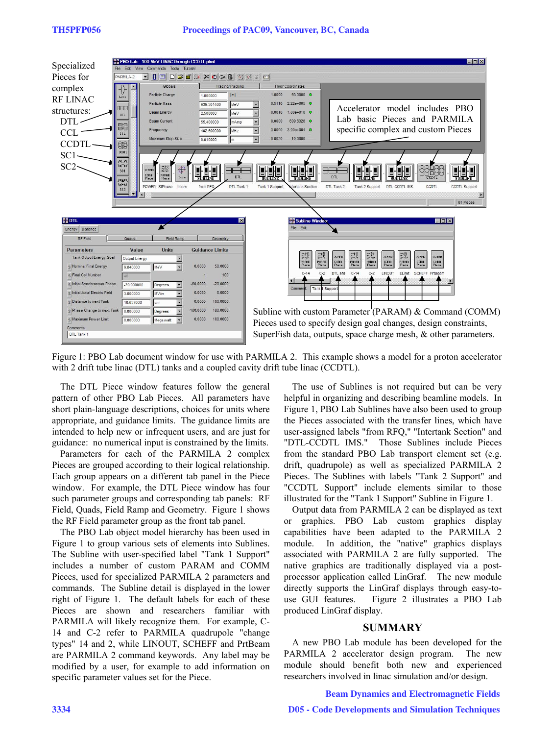Figure 1: PBO Lab document window for use with PARMILA 2. This example shows a model for a proton accelerator with 2 drift tube linac (DTL) tanks and a coupled cavity drift tube linac (CCDTL).

The DTL Piece window features follow the general pattern of other PBO Lab Pieces. All parameters have short plain-language descriptions, choices for units where appropriate, and guidance limits. The guidance limits are intended to help new or infrequent users, and are just for guidance: no numerical input is constrained by the limits.

Parameters for each of the PARMILA 2 complex Pieces are grouped according to their logical relationship. Each group appears on a different tab panel in the Piece window. For example, the DTL Piece window has four such parameter groups and corresponding tab panels: RF Field, Quads, Field Ramp and Geometry. Figure 1 shows the RF Field parameter group as the front tab panel.

The PBO Lab object model hierarchy has been used in Figure 1 to group various sets of elements into Sublines. The Subline with user-specified label "Tank 1 Support" includes a number of custom PARAM and COMM Pieces, used for specialized PARMILA 2 parameters and commands. The Subline detail is displayed in the lower right of Figure 1. The default labels for each of these Pieces are shown and researchers familiar with PARMILA will likely recognize them. For example, C-14 and C-2 refer to PARMILA quadrupole "change types" 14 and 2, while LINOUT, SCHEFF and PrtBeam are PARMILA 2 command keywords. Any label may be modified by a user, for example to add information on specific parameter values set for the Piece.

The use of Sublines is not required but can be very helpful in organizing and describing beamline models. In Figure 1, PBO Lab Sublines have also been used to group the Pieces associated with the transfer lines, which have user-assigned labels "from RFQ," "Intertank Section" and "DTL-CCDTL IMS." Those Sublines include Pieces from the standard PBO Lab transport element set (e.g. drift, quadrupole) as well as specialized PARMILA 2 Pieces. The Sublines with labels "Tank 2 Support" and "CCDTL Support" include elements similar to those illustrated for the "Tank 1 Support" Subline in Figure 1.

Output data from PARMILA 2 can be displayed as text or graphics. PBO Lab custom graphics display capabilities have been adapted to the PARMILA 2 module. In addition, the "native" graphics displays associated with PARMILA 2 are fully supported. The native graphics are traditionally displayed via a post-processor application called LinGraf. The new module directly supports the LinGraf displays through easy-to-use GUI features. Figure 2 illustrates a PBO Lab produced LinGraf display.

## SUMMARY

A new PBO Lab module has been developed for the PARMILA 2 accelerator design program. The new module should benefit both new and experienced researchers involved in linac simulation and/or design.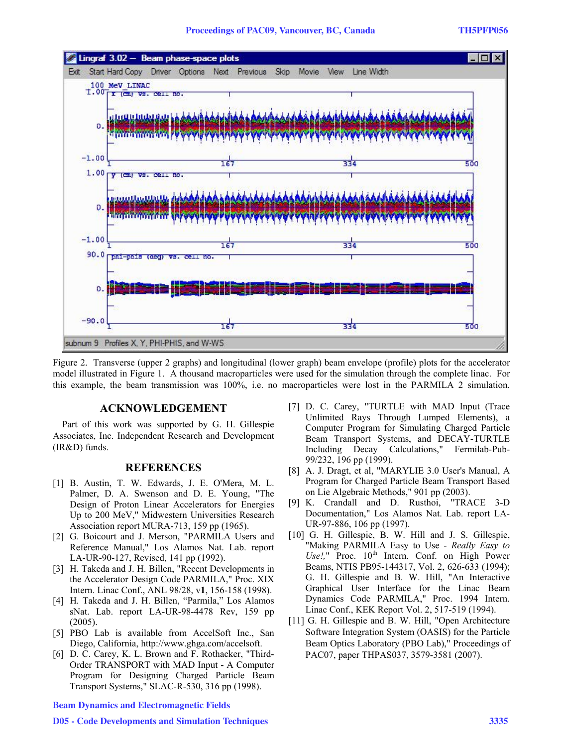Lingraf 3.02 — Beam phase-space plots

Exit Start Hard Copy Driver Options Next Previous Skip Movie View Line Width

100 MeV LINAC

1.00 x (cm) vs. cell no.

0.

-1.00

1 167 334 500

1.00 y (cm) vs. cell no.

0.

-1.00

1 167 334 500

90.0 phi-phis (deg) vs. cell no.

0.

-90.0

1 167 334 500

subnum 9 Profiles X, Y, PHI-PHIS, and W-WS

Figure 2. Transverse (upper 2 graphs) and longitudinal (lower graph) beam envelope (profile) plots for the accelerator model illustrated in Figure 1. A thousand macroparticles were used for the simulation through the complete linac. For this example, the beam transmission was 100%, i.e. no macroparticles were lost in the PARMILA 2 simulation.

## ACKNOWLEDGEMENT

Part of this work was supported by G. H. Gillespie Associates, Inc. Independent Research and Development (IR&D) funds.

## REFERENCES

[1] B. Austin, T. W. Edwards, J. E. O'Mera, M. L. Palmer, D. A. Swenson and D. E. Young, "The Design of Proton Linear Accelerators for Energies Up to 200 MeV," Midwestern Universities Research Association report MURA-713, 159 pp (1965).

[2] G. Boicourt and J. Merson, "PARMILA Users and Reference Manual," Los Alamos Nat. Lab. report LA-UR-90-127, Revised, 141 pp (1992).

[3] H. Takeda and J. H. Billen, "Recent Developments in the Accelerator Design Code PARMILA," Proc. XIX Intern. Linac Conf., ANL 98/28, v**1**, 156-158 (1998).

[4] H. Takeda and J. H. Billen, "Parmila," Los Alamos sNat. Lab. report LA-UR-98-4478 Rev, 159 pp (2005).

[5] PBO Lab is available from AccelSoft Inc., San Diego, California, http://www.ghga.com/accelsoft.

[6] D. C. Carey, K. L. Brown and F. Rothacker, "Third-Order TRANSPORT with MAD Input - A Computer Program for Designing Charged Particle Beam Transport Systems," SLAC-R-530, 316 pp (1998).

[7] D. C. Carey, "TURTLE with MAD Input (Trace Unlimited Rays Through Lumped Elements), a Computer Program for Simulating Charged Particle Beam Transport Systems, and DECAY-TURTLE Including Decay Calculations," Fermilab-Pub-99/232, 196 pp (1999).

[8] A. J. Dragt, et al, "MARYLIE 3.0 User's Manual, A Program for Charged Particle Beam Transport Based on Lie Algebraic Methods," 901 pp (2003).

[9] K. Crandall and D. Rusthoi, "TRACE 3-D Documentation," Los Alamos Nat. Lab. report LA-UR-97-886, 106 pp (1997).

[10] G. H. Gillespie, B. W. Hill and J. S. Gillespie, "Making PARMILA Easy to Use - *Really Easy to Use!*," Proc. 10th Intern. Conf. on High Power Beams, NTIS PB95-144317, Vol. 2, 626-633 (1994); G. H. Gillespie and B. W. Hill, "An Interactive Graphical User Interface for the Linac Beam Dynamics Code PARMILA," Proc. 1994 Intern. Linac Conf., KEK Report Vol. 2, 517-519 (1994).

[11] G. H. Gillespie and B. W. Hill, "Open Architecture Software Integration System (OASIS) for the Particle Beam Optics Laboratory (PBO Lab)," Proceedings of PAC07, paper THPAS037, 3579-3581 (2007).